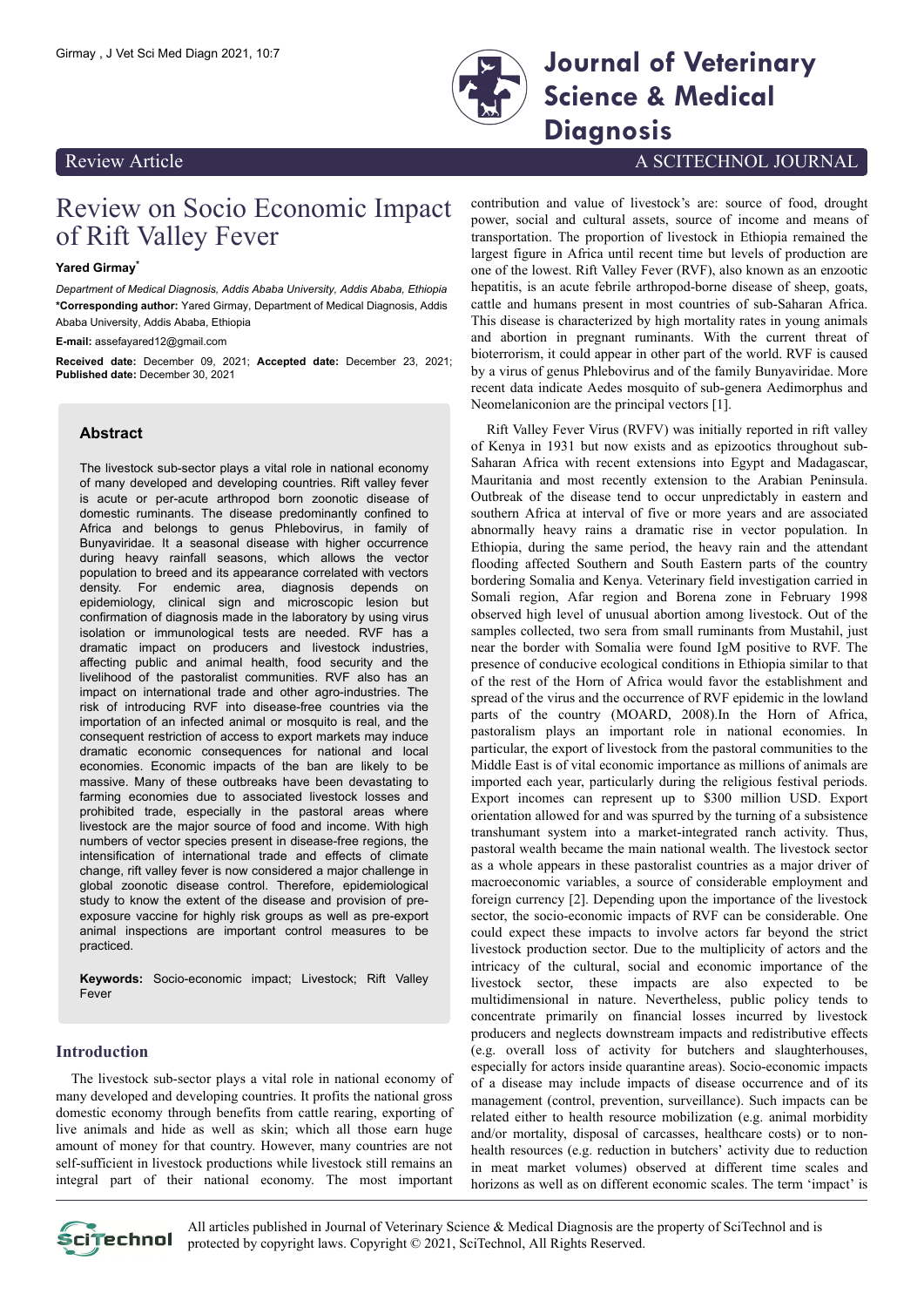Review Article

# Review on Socio Economic Impact of Rift Valley Fever

**Yared Girmay***

*Department of Medical Diagnosis, Addis Ababa University, Addis Ababa, Ethiopia*

***Corresponding author:** Yared Girmay, Department of Medical Diagnosis, Addis Ababa University, Addis Ababa, Ethiopia

**E-mail:** assefayared12@gmail.com

**Received date:** December 09, 2021; **Accepted date:** December 23, 2021; **Published date:** December 30, 2021

## Abstract

The livestock sub-sector plays a vital role in national economy of many developed and developing countries. Rift valley fever is acute or per-acute arthropod born zoonotic disease of domestic ruminants. The disease predominantly confined to Africa and belongs to genus Phlebovirus, in family of Bunyaviridae. It a seasonal disease with higher occurrence during heavy rainfall seasons, which allows the vector population to breed and its appearance correlated with vectors density. For endemic area, diagnosis depends on epidemiology, clinical sign and microscopic lesion but confirmation of diagnosis made in the laboratory by using virus isolation or immunological tests are needed. RVF has a dramatic impact on producers and livestock industries, affecting public and animal health, food security and the livelihood of the pastoralist communities. RVF also has an impact on international trade and other agro-industries. The risk of introducing RVF into disease-free countries via the importation of an infected animal or mosquito is real, and the consequent restriction of access to export markets may induce dramatic economic consequences for national and local economies. Economic impacts of the ban are likely to be massive. Many of these outbreaks have been devastating to farming economies due to associated livestock losses and prohibited trade, especially in the pastoral areas where livestock are the major source of food and income. With high numbers of vector species present in disease-free regions, the intensification of international trade and effects of climate change, rift valley fever is now considered a major challenge in global zoonotic disease control. Therefore, epidemiological study to know the extent of the disease and provision of pre-exposure vaccine for highly risk groups as well as pre-export animal inspections are important control measures to be practiced.

**Keywords:** Socio-economic impact; Livestock; Rift Valley Fever

## Introduction

The livestock sub-sector plays a vital role in national economy of many developed and developing countries. It profits the national gross domestic economy through benefits from cattle rearing, exporting of live animals and hide as well as skin; which all those earn huge amount of money for that country. However, many countries are not self-sufficient in livestock productions while livestock still remains an integral part of their national economy. The most important contribution and value of livestock's are: source of food, drought power, social and cultural assets, source of income and means of transportation. The proportion of livestock in Ethiopia remained the largest figure in Africa until recent time but levels of production are one of the lowest. Rift Valley Fever (RVF), also known as an enzootic hepatitis, is an acute febrile arthropod-borne disease of sheep, goats, cattle and humans present in most countries of sub-Saharan Africa. This disease is characterized by high mortality rates in young animals and abortion in pregnant ruminants. With the current threat of bioterrorism, it could appear in other part of the world. RVF is caused by a virus of genus Phlebovirus and of the family Bunyaviridae. More recent data indicate Aedes mosquito of sub-genera Aedimorphus and Neomelaniconion are the principal vectors [1].

Rift Valley Fever Virus (RVFV) was initially reported in rift valley of Kenya in 1931 but now exists and as epizootics throughout sub-Saharan Africa with recent extensions into Egypt and Madagascar, Mauritania and most recently extension to the Arabian Peninsula. Outbreak of the disease tend to occur unpredictably in eastern and southern Africa at interval of five or more years and are associated abnormally heavy rains a dramatic rise in vector population. In Ethiopia, during the same period, the heavy rain and the attendant flooding affected Southern and South Eastern parts of the country bordering Somalia and Kenya. Veterinary field investigation carried in Somali region, Afar region and Borena zone in February 1998 observed high level of unusual abortion among livestock. Out of the samples collected, two sera from small ruminants from Mustahil, just near the border with Somalia were found IgM positive to RVF. The presence of conducive ecological conditions in Ethiopia similar to that of the rest of the Horn of Africa would favor the establishment and spread of the virus and the occurrence of RVF epidemic in the lowland parts of the country (MOARD, 2008).In the Horn of Africa, pastoralism plays an important role in national economies. In particular, the export of livestock from the pastoral communities to the Middle East is of vital economic importance as millions of animals are imported each year, particularly during the religious festival periods. Export incomes can represent up to $300 million USD. Export orientation allowed for and was spurred by the turning of a subsistence transhumant system into a market-integrated ranch activity. Thus, pastoral wealth became the main national wealth. The livestock sector as a whole appears in these pastoralist countries as a major driver of macroeconomic variables, a source of considerable employment and foreign currency [2]. Depending upon the importance of the livestock sector, the socio-economic impacts of RVF can be considerable. One could expect these impacts to involve actors far beyond the strict livestock production sector. Due to the multiplicity of actors and the intricacy of the cultural, social and economic importance of the livestock sector, these impacts are also expected to be multidimensional in nature. Nevertheless, public policy tends to concentrate primarily on financial losses incurred by livestock producers and neglects downstream impacts and redistributive effects (e.g. overall loss of activity for butchers and slaughterhouses, especially for actors inside quarantine areas). Socio-economic impacts of a disease may include impacts of disease occurrence and of its management (control, prevention, surveillance). Such impacts can be related either to health resource mobilization (e.g. animal morbidity and/or mortality, disposal of carcasses, healthcare costs) or to non-health resources (e.g. reduction in butchers' activity due to reduction in meat market volumes) observed at different time scales and horizons as well as on different economic scales. The term 'impact' is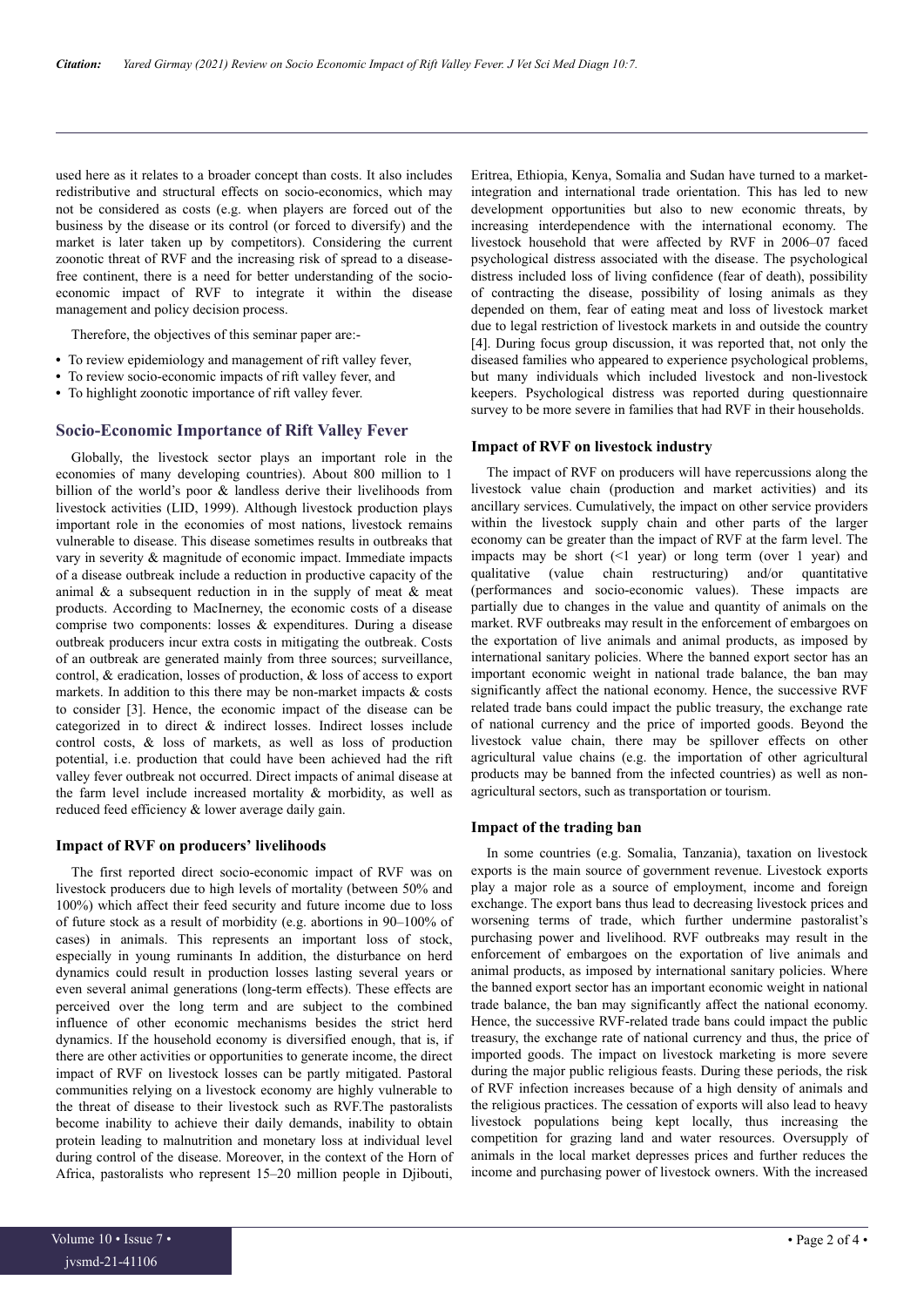used here as it relates to a broader concept than costs. It also includes redistributive and structural effects on socio-economics, which may not be considered as costs (e.g. when players are forced out of the business by the disease or its control (or forced to diversify) and the market is later taken up by competitors). Considering the current zoonotic threat of RVF and the increasing risk of spread to a disease-free continent, there is a need for better understanding of the socio-economic impact of RVF to integrate it within the disease management and policy decision process.

Therefore, the objectives of this seminar paper are:-

- To review epidemiology and management of rift valley fever,
- To review socio-economic impacts of rift valley fever, and
- To highlight zoonotic importance of rift valley fever.

## Socio-Economic Importance of Rift Valley Fever

Globally, the livestock sector plays an important role in the economies of many developing countries). About 800 million to 1 billion of the world's poor & landless derive their livelihoods from livestock activities (LID, 1999). Although livestock production plays important role in the economies of most nations, livestock remains vulnerable to disease. This disease sometimes results in outbreaks that vary in severity & magnitude of economic impact. Immediate impacts of a disease outbreak include a reduction in productive capacity of the animal & a subsequent reduction in in the supply of meat & meat products. According to MacInerney, the economic costs of a disease comprise two components: losses & expenditures. During a disease outbreak producers incur extra costs in mitigating the outbreak. Costs of an outbreak are generated mainly from three sources; surveillance, control, & eradication, losses of production, & loss of access to export markets. In addition to this there may be non-market impacts & costs to consider [3]. Hence, the economic impact of the disease can be categorized in to direct & indirect losses. Indirect losses include control costs, & loss of markets, as well as loss of production potential, i.e. production that could have been achieved had the rift valley fever outbreak not occurred. Direct impacts of animal disease at the farm level include increased mortality & morbidity, as well as reduced feed efficiency & lower average daily gain.

### Impact of RVF on producers' livelihoods

The first reported direct socio-economic impact of RVF was on livestock producers due to high levels of mortality (between 50% and 100%) which affect their feed security and future income due to loss of future stock as a result of morbidity (e.g. abortions in 90–100% of cases) in animals. This represents an important loss of stock, especially in young ruminants In addition, the disturbance on herd dynamics could result in production losses lasting several years or even several animal generations (long-term effects). These effects are perceived over the long term and are subject to the combined influence of other economic mechanisms besides the strict herd dynamics. If the household economy is diversified enough, that is, if there are other activities or opportunities to generate income, the direct impact of RVF on livestock losses can be partly mitigated. Pastoral communities relying on a livestock economy are highly vulnerable to the threat of disease to their livestock such as RVF.The pastoralists become inability to achieve their daily demands, inability to obtain protein leading to malnutrition and monetary loss at individual level during control of the disease. Moreover, in the context of the Horn of Africa, pastoralists who represent 15–20 million people in Djibouti, Eritrea, Ethiopia, Kenya, Somalia and Sudan have turned to a market-integration and international trade orientation. This has led to new development opportunities but also to new economic threats, by increasing interdependence with the international economy. The livestock household that were affected by RVF in 2006–07 faced psychological distress associated with the disease. The psychological distress included loss of living confidence (fear of death), possibility of contracting the disease, possibility of losing animals as they depended on them, fear of eating meat and loss of livestock market due to legal restriction of livestock markets in and outside the country [4]. During focus group discussion, it was reported that, not only the diseased families who appeared to experience psychological problems, but many individuals which included livestock and non-livestock keepers. Psychological distress was reported during questionnaire survey to be more severe in families that had RVF in their households.

### Impact of RVF on livestock industry

The impact of RVF on producers will have repercussions along the livestock value chain (production and market activities) and its ancillary services. Cumulatively, the impact on other service providers within the livestock supply chain and other parts of the larger economy can be greater than the impact of RVF at the farm level. The impacts may be short (<1 year) or long term (over 1 year) and qualitative (value chain restructuring) and/or quantitative (performances and socio-economic values). These impacts are partially due to changes in the value and quantity of animals on the market. RVF outbreaks may result in the enforcement of embargoes on the exportation of live animals and animal products, as imposed by international sanitary policies. Where the banned export sector has an important economic weight in national trade balance, the ban may significantly affect the national economy. Hence, the successive RVF related trade bans could impact the public treasury, the exchange rate of national currency and the price of imported goods. Beyond the livestock value chain, there may be spillover effects on other agricultural value chains (e.g. the importation of other agricultural products may be banned from the infected countries) as well as non-agricultural sectors, such as transportation or tourism.

### Impact of the trading ban

In some countries (e.g. Somalia, Tanzania), taxation on livestock exports is the main source of government revenue. Livestock exports play a major role as a source of employment, income and foreign exchange. The export bans thus lead to decreasing livestock prices and worsening terms of trade, which further undermine pastoralist's purchasing power and livelihood. RVF outbreaks may result in the enforcement of embargoes on the exportation of live animals and animal products, as imposed by international sanitary policies. Where the banned export sector has an important economic weight in national trade balance, the ban may significantly affect the national economy. Hence, the successive RVF-related trade bans could impact the public treasury, the exchange rate of national currency and thus, the price of imported goods. The impact on livestock marketing is more severe during the major public religious feasts. During these periods, the risk of RVF infection increases because of a high density of animals and the religious practices. The cessation of exports will also lead to heavy livestock populations being kept locally, thus increasing the competition for grazing land and water resources. Oversupply of animals in the local market depresses prices and further reduces the income and purchasing power of livestock owners. With the increased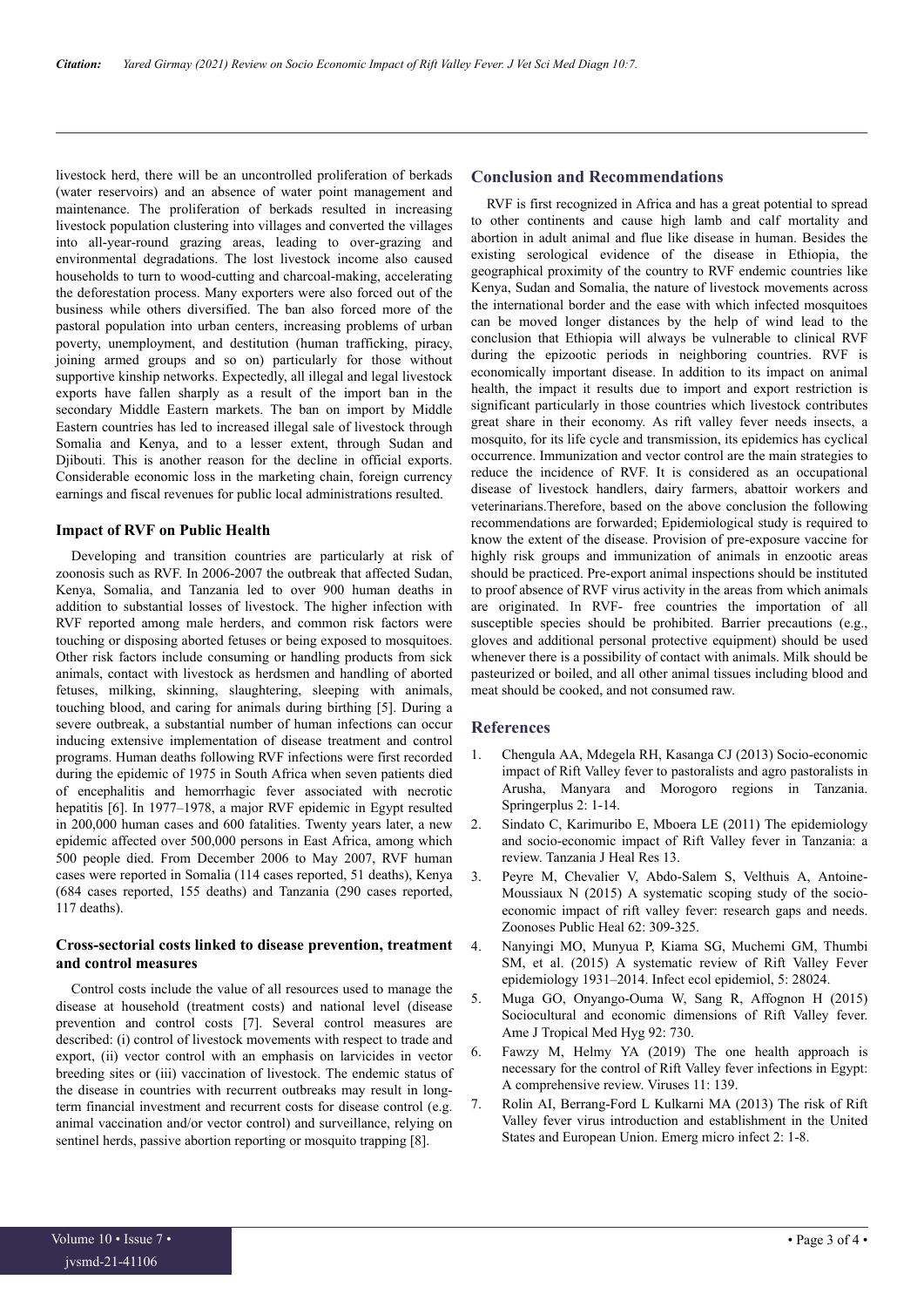livestock herd, there will be an uncontrolled proliferation of berkads (water reservoirs) and an absence of water point management and maintenance. The proliferation of berkads resulted in increasing livestock population clustering into villages and converted the villages into all-year-round grazing areas, leading to over-grazing and environmental degradations. The lost livestock income also caused households to turn to wood-cutting and charcoal-making, accelerating the deforestation process. Many exporters were also forced out of the business while others diversified. The ban also forced more of the pastoral population into urban centers, increasing problems of urban poverty, unemployment, and destitution (human trafficking, piracy, joining armed groups and so on) particularly for those without supportive kinship networks. Expectedly, all illegal and legal livestock exports have fallen sharply as a result of the import ban in the secondary Middle Eastern markets. The ban on import by Middle Eastern countries has led to increased illegal sale of livestock through Somalia and Kenya, and to a lesser extent, through Sudan and Djibouti. This is another reason for the decline in official exports. Considerable economic loss in the marketing chain, foreign currency earnings and fiscal revenues for public local administrations resulted.

### Impact of RVF on Public Health

Developing and transition countries are particularly at risk of zoonosis such as RVF. In 2006-2007 the outbreak that affected Sudan, Kenya, Somalia, and Tanzania led to over 900 human deaths in addition to substantial losses of livestock. The higher infection with RVF reported among male herders, and common risk factors were touching or disposing aborted fetuses or being exposed to mosquitoes. Other risk factors include consuming or handling products from sick animals, contact with livestock as herdsmen and handling of aborted fetuses, milking, skinning, slaughtering, sleeping with animals, touching blood, and caring for animals during birthing [5]. During a severe outbreak, a substantial number of human infections can occur inducing extensive implementation of disease treatment and control programs. Human deaths following RVF infections were first recorded during the epidemic of 1975 in South Africa when seven patients died of encephalitis and hemorrhagic fever associated with necrotic hepatitis [6]. In 1977–1978, a major RVF epidemic in Egypt resulted in 200,000 human cases and 600 fatalities. Twenty years later, a new epidemic affected over 500,000 persons in East Africa, among which 500 people died. From December 2006 to May 2007, RVF human cases were reported in Somalia (114 cases reported, 51 deaths), Kenya (684 cases reported, 155 deaths) and Tanzania (290 cases reported, 117 deaths).

### Cross-sectorial costs linked to disease prevention, treatment and control measures

Control costs include the value of all resources used to manage the disease at household (treatment costs) and national level (disease prevention and control costs [7]. Several control measures are described: (i) control of livestock movements with respect to trade and export, (ii) vector control with an emphasis on larvicides in vector breeding sites or (iii) vaccination of livestock. The endemic status of the disease in countries with recurrent outbreaks may result in long-term financial investment and recurrent costs for disease control (e.g. animal vaccination and/or vector control) and surveillance, relying on sentinel herds, passive abortion reporting or mosquito trapping [8].

## Conclusion and Recommendations

RVF is first recognized in Africa and has a great potential to spread to other continents and cause high lamb and calf mortality and abortion in adult animal and flue like disease in human. Besides the existing serological evidence of the disease in Ethiopia, the geographical proximity of the country to RVF endemic countries like Kenya, Sudan and Somalia, the nature of livestock movements across the international border and the ease with which infected mosquitoes can be moved longer distances by the help of wind lead to the conclusion that Ethiopia will always be vulnerable to clinical RVF during the epizootic periods in neighboring countries. RVF is economically important disease. In addition to its impact on animal health, the impact it results due to import and export restriction is significant particularly in those countries which livestock contributes great share in their economy. As rift valley fever needs insects, a mosquito, for its life cycle and transmission, its epidemics has cyclical occurrence. Immunization and vector control are the main strategies to reduce the incidence of RVF. It is considered as an occupational disease of livestock handlers, dairy farmers, abattoir workers and veterinarians.Therefore, based on the above conclusion the following recommendations are forwarded; Epidemiological study is required to know the extent of the disease. Provision of pre-exposure vaccine for highly risk groups and immunization of animals in enzootic areas should be practiced. Pre-export animal inspections should be instituted to proof absence of RVF virus activity in the areas from which animals are originated. In RVF- free countries the importation of all susceptible species should be prohibited. Barrier precautions (e.g., gloves and additional personal protective equipment) should be used whenever there is a possibility of contact with animals. Milk should be pasteurized or boiled, and all other animal tissues including blood and meat should be cooked, and not consumed raw.

## References

1. Chengula AA, Mdegela RH, Kasanga CJ (2013) Socio-economic impact of Rift Valley fever to pastoralists and agro pastoralists in Arusha, Manyara and Morogoro regions in Tanzania. Springerplus 2: 1-14.
2. Sindato C, Karimuribo E, Mboera LE (2011) The epidemiology and socio-economic impact of Rift Valley fever in Tanzania: a review. Tanzania J Heal Res 13.
3. Peyre M, Chevalier V, Abdo-Salem S, Velthuis A, Antoine-Moussiaux N (2015) A systematic scoping study of the socio-economic impact of rift valley fever: research gaps and needs. Zoonoses Public Heal 62: 309-325.
4. Nanyingi MO, Munyua P, Kiama SG, Muchemi GM, Thumbi SM, et al. (2015) A systematic review of Rift Valley Fever epidemiology 1931–2014. Infect ecol epidemiol, 5: 28024.
5. Muga GO, Onyango-Ouma W, Sang R, Affognon H (2015) Sociocultural and economic dimensions of Rift Valley fever. Ame J Tropical Med Hyg 92: 730.
6. Fawzy M, Helmy YA (2019) The one health approach is necessary for the control of Rift Valley fever infections in Egypt: A comprehensive review. Viruses 11: 139.
7. Rolin AI, Berrang-Ford L Kulkarni MA (2013) The risk of Rift Valley fever virus introduction and establishment in the United States and European Union. Emerg micro infect 2: 1-8.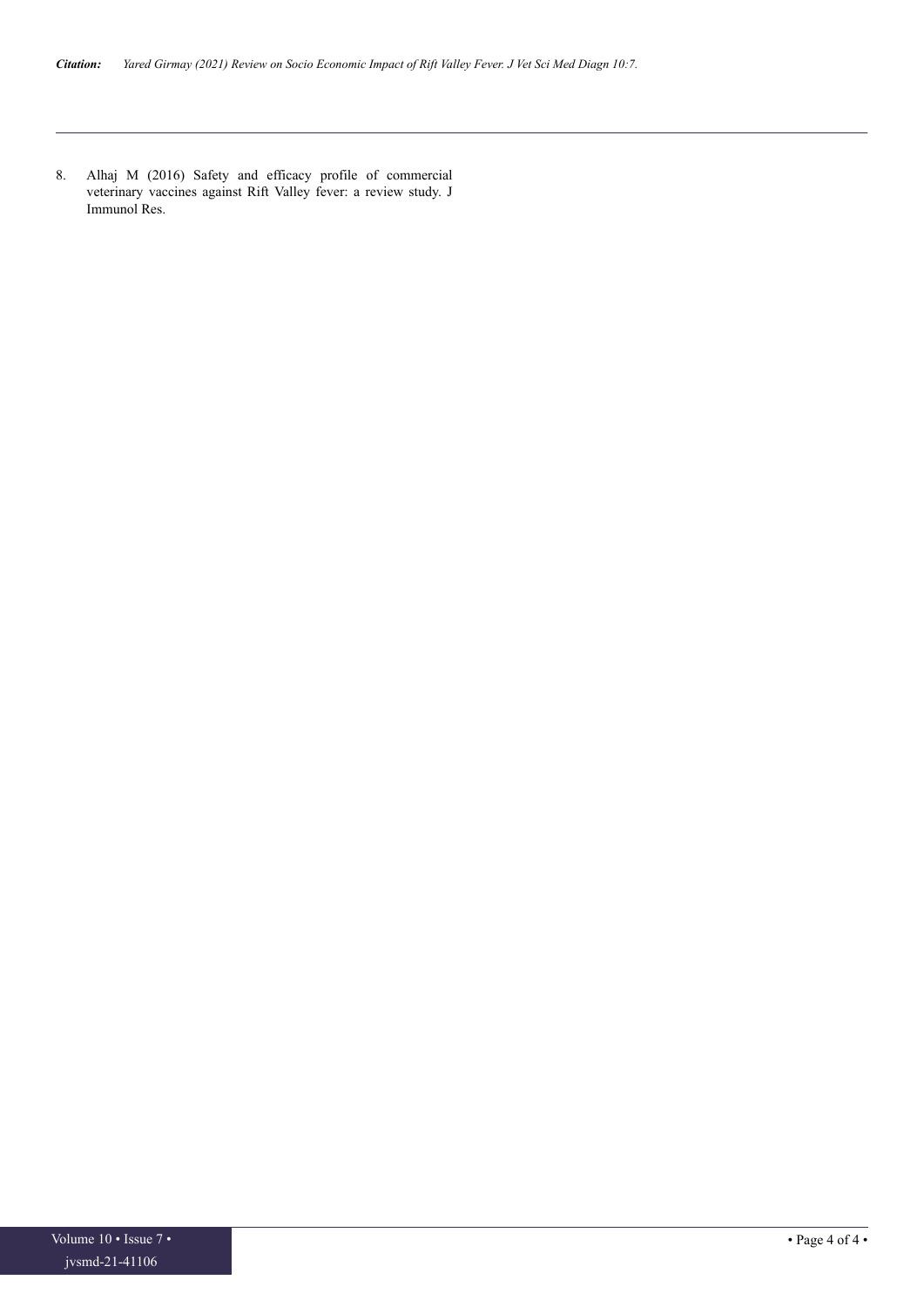8. Alhaj M (2016) Safety and efficacy profile of commercial veterinary vaccines against Rift Valley fever: a review study. J Immunol Res.